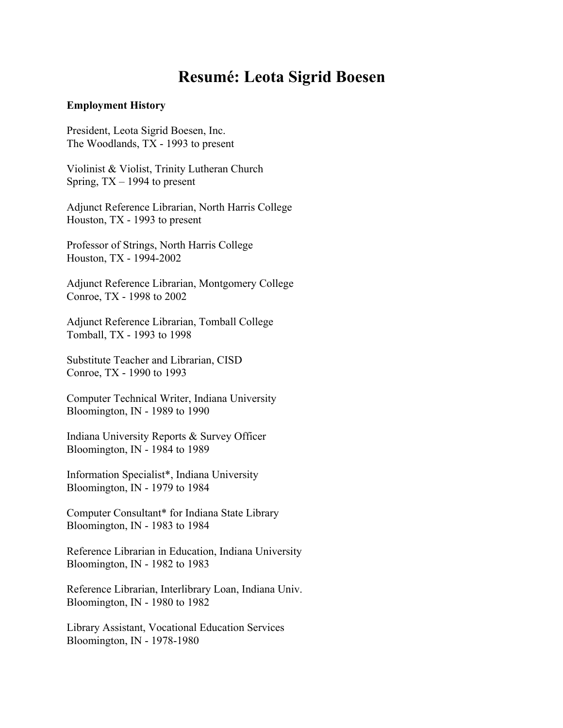# Resumé: Leota Sigrid Boesen

**Employment History**

President, Leota Sigrid Boesen, Inc.
The Woodlands, TX - 1993 to present

Violinist & Violist, Trinity Lutheran Church
Spring, TX – 1994 to present

Adjunct Reference Librarian, North Harris College
Houston, TX - 1993 to present

Professor of Strings, North Harris College
Houston, TX - 1994-2002

Adjunct Reference Librarian, Montgomery College
Conroe, TX - 1998 to 2002

Adjunct Reference Librarian, Tomball College
Tomball, TX - 1993 to 1998

Substitute Teacher and Librarian, CISD
Conroe, TX - 1990 to 1993

Computer Technical Writer, Indiana University
Bloomington, IN - 1989 to 1990

Indiana University Reports & Survey Officer
Bloomington, IN - 1984 to 1989

Information Specialist*, Indiana University
Bloomington, IN - 1979 to 1984

Computer Consultant* for Indiana State Library
Bloomington, IN - 1983 to 1984

Reference Librarian in Education, Indiana University
Bloomington, IN - 1982 to 1983

Reference Librarian, Interlibrary Loan, Indiana Univ.
Bloomington, IN - 1980 to 1982

Library Assistant, Vocational Education Services
Bloomington, IN - 1978-1980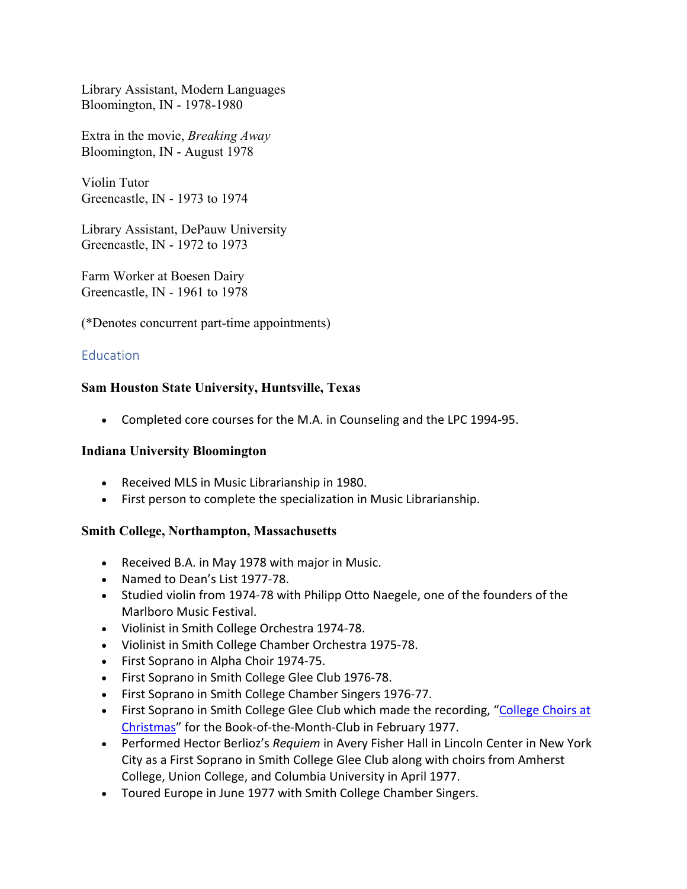Library Assistant, Modern Languages
Bloomington, IN - 1978-1980

Extra in the movie, *Breaking Away*
Bloomington, IN - August 1978

Violin Tutor
Greencastle, IN - 1973 to 1974

Library Assistant, DePauw University
Greencastle, IN - 1972 to 1973

Farm Worker at Boesen Dairy
Greencastle, IN - 1961 to 1978

(*Denotes concurrent part-time appointments)

## Education

**Sam Houston State University, Huntsville, Texas**

- Completed core courses for the M.A. in Counseling and the LPC 1994-95.

**Indiana University Bloomington**

- Received MLS in Music Librarianship in 1980.
- First person to complete the specialization in Music Librarianship.

**Smith College, Northampton, Massachusetts**

- Received B.A. in May 1978 with major in Music.
- Named to Dean's List 1977-78.
- Studied violin from 1974-78 with Philipp Otto Naegele, one of the founders of the Marlboro Music Festival.
- Violinist in Smith College Orchestra 1974-78.
- Violinist in Smith College Chamber Orchestra 1975-78.
- First Soprano in Alpha Choir 1974-75.
- First Soprano in Smith College Glee Club 1976-78.
- First Soprano in Smith College Chamber Singers 1976-77.
- First Soprano in Smith College Glee Club which made the recording, "College Choirs at Christmas" for the Book-of-the-Month-Club in February 1977.
- Performed Hector Berlioz's *Requiem* in Avery Fisher Hall in Lincoln Center in New York City as a First Soprano in Smith College Glee Club along with choirs from Amherst College, Union College, and Columbia University in April 1977.
- Toured Europe in June 1977 with Smith College Chamber Singers.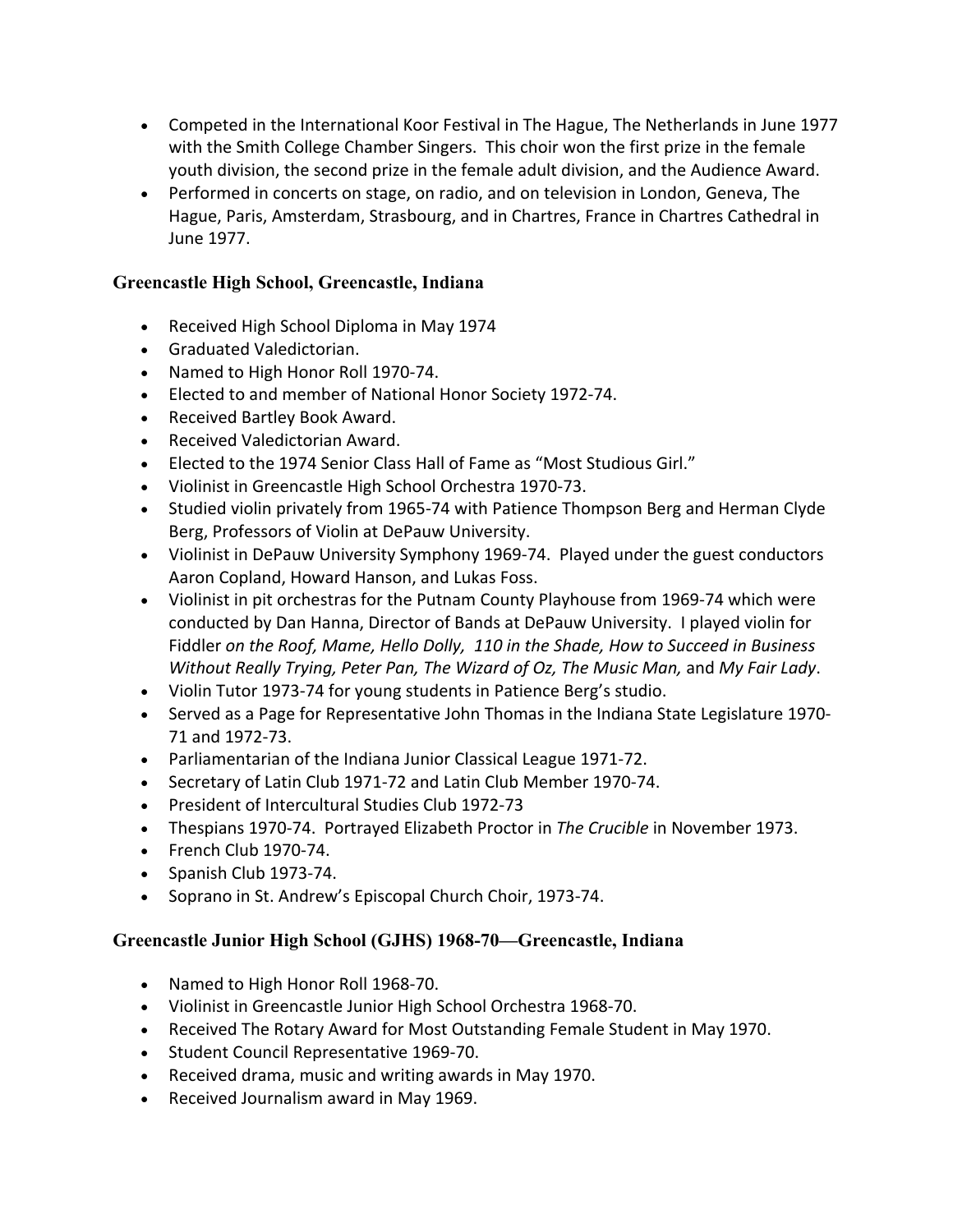- Competed in the International Koor Festival in The Hague, The Netherlands in June 1977 with the Smith College Chamber Singers. This choir won the first prize in the female youth division, the second prize in the female adult division, and the Audience Award.
- Performed in concerts on stage, on radio, and on television in London, Geneva, The Hague, Paris, Amsterdam, Strasbourg, and in Chartres, France in Chartres Cathedral in June 1977.

### Greencastle High School, Greencastle, Indiana

- Received High School Diploma in May 1974
- Graduated Valedictorian.
- Named to High Honor Roll 1970-74.
- Elected to and member of National Honor Society 1972-74.
- Received Bartley Book Award.
- Received Valedictorian Award.
- Elected to the 1974 Senior Class Hall of Fame as "Most Studious Girl."
- Violinist in Greencastle High School Orchestra 1970-73.
- Studied violin privately from 1965-74 with Patience Thompson Berg and Herman Clyde Berg, Professors of Violin at DePauw University.
- Violinist in DePauw University Symphony 1969-74. Played under the guest conductors Aaron Copland, Howard Hanson, and Lukas Foss.
- Violinist in pit orchestras for the Putnam County Playhouse from 1969-74 which were conducted by Dan Hanna, Director of Bands at DePauw University. I played violin for Fiddler *on the Roof, Mame, Hello Dolly, 110 in the Shade, How to Succeed in Business Without Really Trying, Peter Pan, The Wizard of Oz, The Music Man,* and *My Fair Lady*.
- Violin Tutor 1973-74 for young students in Patience Berg's studio.
- Served as a Page for Representative John Thomas in the Indiana State Legislature 1970-71 and 1972-73.
- Parliamentarian of the Indiana Junior Classical League 1971-72.
- Secretary of Latin Club 1971-72 and Latin Club Member 1970-74.
- President of Intercultural Studies Club 1972-73
- Thespians 1970-74. Portrayed Elizabeth Proctor in *The Crucible* in November 1973.
- French Club 1970-74.
- Spanish Club 1973-74.
- Soprano in St. Andrew's Episcopal Church Choir, 1973-74.

### Greencastle Junior High School (GJHS) 1968-70—Greencastle, Indiana

- Named to High Honor Roll 1968-70.
- Violinist in Greencastle Junior High School Orchestra 1968-70.
- Received The Rotary Award for Most Outstanding Female Student in May 1970.
- Student Council Representative 1969-70.
- Received drama, music and writing awards in May 1970.
- Received Journalism award in May 1969.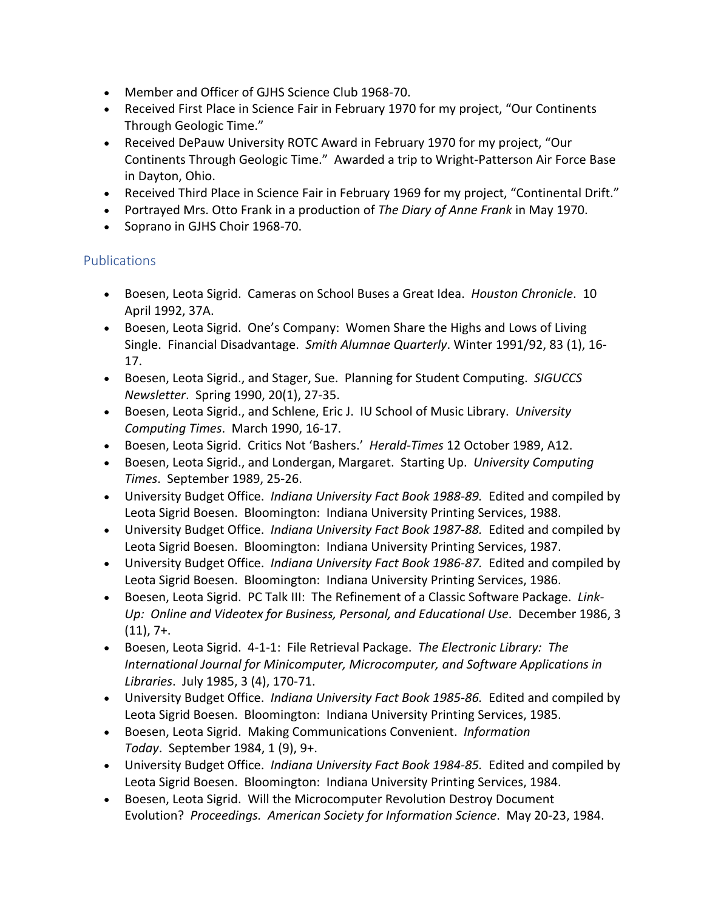- Member and Officer of GJHS Science Club 1968-70.
- Received First Place in Science Fair in February 1970 for my project, "Our Continents Through Geologic Time."
- Received DePauw University ROTC Award in February 1970 for my project, "Our Continents Through Geologic Time." Awarded a trip to Wright-Patterson Air Force Base in Dayton, Ohio.
- Received Third Place in Science Fair in February 1969 for my project, "Continental Drift."
- Portrayed Mrs. Otto Frank in a production of *The Diary of Anne Frank* in May 1970.
- Soprano in GJHS Choir 1968-70.

## Publications

- Boesen, Leota Sigrid. Cameras on School Buses a Great Idea. *Houston Chronicle*. 10 April 1992, 37A.
- Boesen, Leota Sigrid. One's Company: Women Share the Highs and Lows of Living Single. Financial Disadvantage. *Smith Alumnae Quarterly*. Winter 1991/92, 83 (1), 16-17.
- Boesen, Leota Sigrid., and Stager, Sue. Planning for Student Computing. *SIGUCCS Newsletter*. Spring 1990, 20(1), 27-35.
- Boesen, Leota Sigrid., and Schlene, Eric J. IU School of Music Library. *University Computing Times*. March 1990, 16-17.
- Boesen, Leota Sigrid. Critics Not 'Bashers.' *Herald-Times* 12 October 1989, A12.
- Boesen, Leota Sigrid., and Londergan, Margaret. Starting Up. *University Computing Times*. September 1989, 25-26.
- University Budget Office. *Indiana University Fact Book 1988-89.* Edited and compiled by Leota Sigrid Boesen. Bloomington: Indiana University Printing Services, 1988.
- University Budget Office. *Indiana University Fact Book 1987-88.* Edited and compiled by Leota Sigrid Boesen. Bloomington: Indiana University Printing Services, 1987.
- University Budget Office. *Indiana University Fact Book 1986-87.* Edited and compiled by Leota Sigrid Boesen. Bloomington: Indiana University Printing Services, 1986.
- Boesen, Leota Sigrid. PC Talk III: The Refinement of a Classic Software Package. *Link-Up: Online and Videotex for Business, Personal, and Educational Use*. December 1986, 3 (11), 7+.
- Boesen, Leota Sigrid. 4-1-1: File Retrieval Package. *The Electronic Library: The International Journal for Minicomputer, Microcomputer, and Software Applications in Libraries*. July 1985, 3 (4), 170-71.
- University Budget Office. *Indiana University Fact Book 1985-86.* Edited and compiled by Leota Sigrid Boesen. Bloomington: Indiana University Printing Services, 1985.
- Boesen, Leota Sigrid. Making Communications Convenient. *Information Today*. September 1984, 1 (9), 9+.
- University Budget Office. *Indiana University Fact Book 1984-85.* Edited and compiled by Leota Sigrid Boesen. Bloomington: Indiana University Printing Services, 1984.
- Boesen, Leota Sigrid. Will the Microcomputer Revolution Destroy Document Evolution? *Proceedings. American Society for Information Science*. May 20-23, 1984.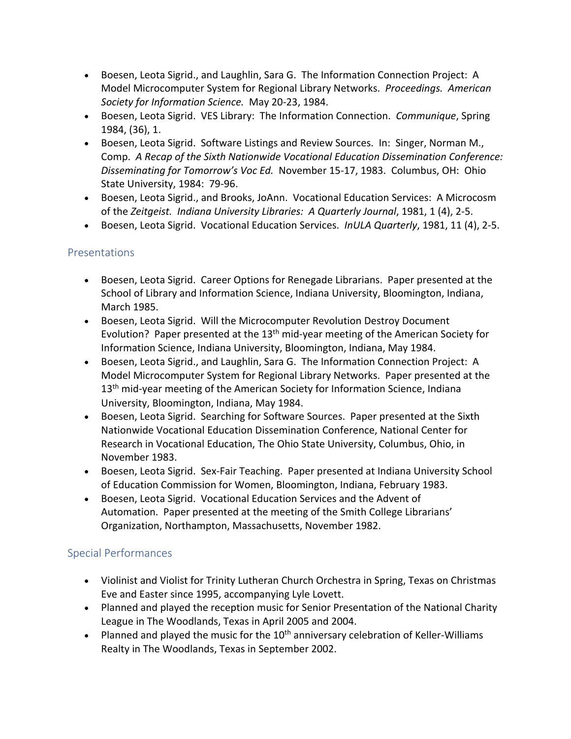- Boesen, Leota Sigrid., and Laughlin, Sara G. The Information Connection Project: A Model Microcomputer System for Regional Library Networks. *Proceedings. American Society for Information Science.* May 20-23, 1984.
- Boesen, Leota Sigrid. VES Library: The Information Connection. *Communique*, Spring 1984, (36), 1.
- Boesen, Leota Sigrid. Software Listings and Review Sources. In: Singer, Norman M., Comp. *A Recap of the Sixth Nationwide Vocational Education Dissemination Conference: Disseminating for Tomorrow's Voc Ed.* November 15-17, 1983. Columbus, OH: Ohio State University, 1984: 79-96.
- Boesen, Leota Sigrid., and Brooks, JoAnn. Vocational Education Services: A Microcosm of the *Zeitgeist. Indiana University Libraries: A Quarterly Journal*, 1981, 1 (4), 2-5.
- Boesen, Leota Sigrid. Vocational Education Services. *InULA Quarterly*, 1981, 11 (4), 2-5.

## Presentations

- Boesen, Leota Sigrid. Career Options for Renegade Librarians. Paper presented at the School of Library and Information Science, Indiana University, Bloomington, Indiana, March 1985.
- Boesen, Leota Sigrid. Will the Microcomputer Revolution Destroy Document Evolution? Paper presented at the 13th mid-year meeting of the American Society for Information Science, Indiana University, Bloomington, Indiana, May 1984.
- Boesen, Leota Sigrid., and Laughlin, Sara G. The Information Connection Project: A Model Microcomputer System for Regional Library Networks. Paper presented at the 13th mid-year meeting of the American Society for Information Science, Indiana University, Bloomington, Indiana, May 1984.
- Boesen, Leota Sigrid. Searching for Software Sources. Paper presented at the Sixth Nationwide Vocational Education Dissemination Conference, National Center for Research in Vocational Education, The Ohio State University, Columbus, Ohio, in November 1983.
- Boesen, Leota Sigrid. Sex-Fair Teaching. Paper presented at Indiana University School of Education Commission for Women, Bloomington, Indiana, February 1983.
- Boesen, Leota Sigrid. Vocational Education Services and the Advent of Automation. Paper presented at the meeting of the Smith College Librarians' Organization, Northampton, Massachusetts, November 1982.

## Special Performances

- Violinist and Violist for Trinity Lutheran Church Orchestra in Spring, Texas on Christmas Eve and Easter since 1995, accompanying Lyle Lovett.
- Planned and played the reception music for Senior Presentation of the National Charity League in The Woodlands, Texas in April 2005 and 2004.
- Planned and played the music for the 10th anniversary celebration of Keller-Williams Realty in The Woodlands, Texas in September 2002.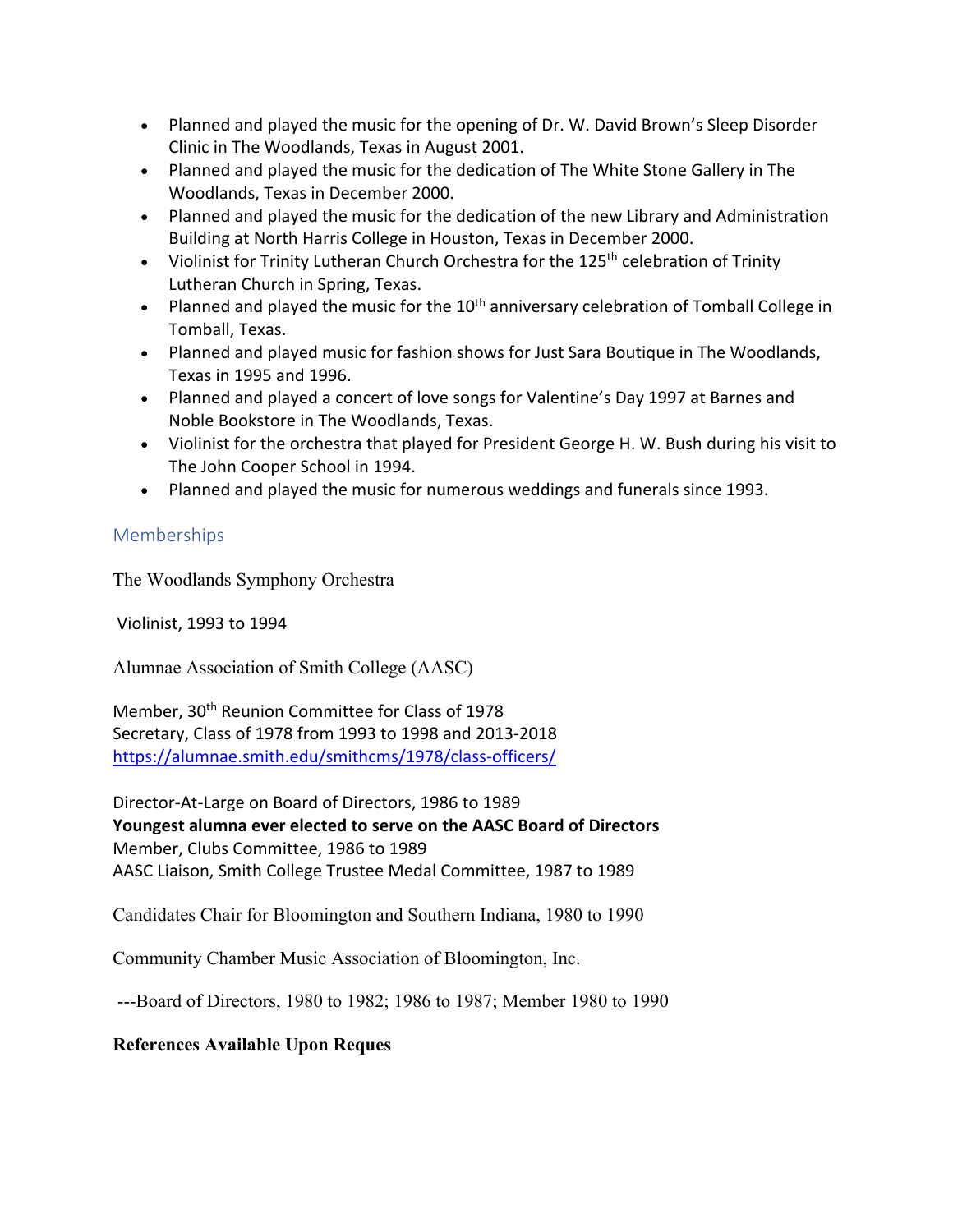- Planned and played the music for the opening of Dr. W. David Brown's Sleep Disorder Clinic in The Woodlands, Texas in August 2001.
- Planned and played the music for the dedication of The White Stone Gallery in The Woodlands, Texas in December 2000.
- Planned and played the music for the dedication of the new Library and Administration Building at North Harris College in Houston, Texas in December 2000.
- Violinist for Trinity Lutheran Church Orchestra for the 125th celebration of Trinity Lutheran Church in Spring, Texas.
- Planned and played the music for the 10th anniversary celebration of Tomball College in Tomball, Texas.
- Planned and played music for fashion shows for Just Sara Boutique in The Woodlands, Texas in 1995 and 1996.
- Planned and played a concert of love songs for Valentine's Day 1997 at Barnes and Noble Bookstore in The Woodlands, Texas.
- Violinist for the orchestra that played for President George H. W. Bush during his visit to The John Cooper School in 1994.
- Planned and played the music for numerous weddings and funerals since 1993.

## Memberships

The Woodlands Symphony Orchestra

Violinist, 1993 to 1994

Alumnae Association of Smith College (AASC)

Member, 30th Reunion Committee for Class of 1978
Secretary, Class of 1978 from 1993 to 1998 and 2013-2018
https://alumnae.smith.edu/smithcms/1978/class-officers/

Director-At-Large on Board of Directors, 1986 to 1989
**Youngest alumna ever elected to serve on the AASC Board of Directors**
Member, Clubs Committee, 1986 to 1989
AASC Liaison, Smith College Trustee Medal Committee, 1987 to 1989

Candidates Chair for Bloomington and Southern Indiana, 1980 to 1990

Community Chamber Music Association of Bloomington, Inc.

---Board of Directors, 1980 to 1982; 1986 to 1987; Member 1980 to 1990

**References Available Upon Reques**